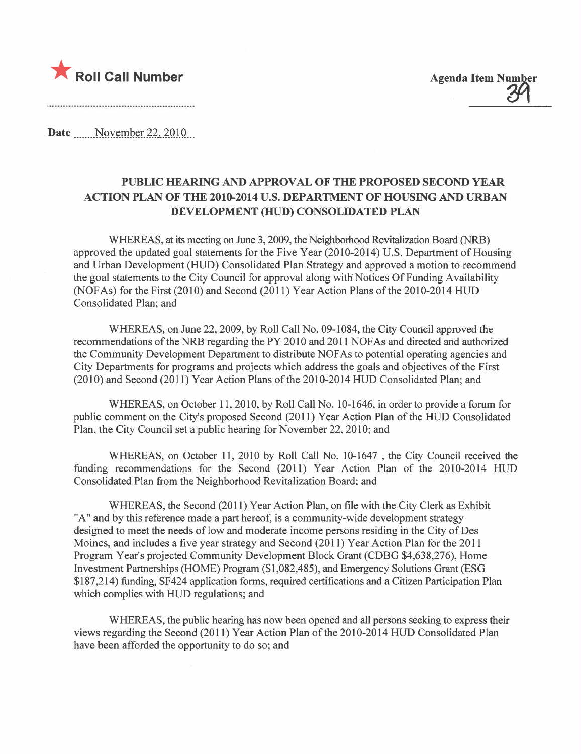★ **Roll Call Number**

**Agenda Item Number**
39

**Date** November 22, 2010

## PUBLIC HEARING AND APPROVAL OF THE PROPOSED SECOND YEAR ACTION PLAN OF THE 2010-2014 U.S. DEPARTMENT OF HOUSING AND URBAN DEVELOPMENT (HUD) CONSOLIDATED PLAN

WHEREAS, at its meeting on June 3, 2009, the Neighborhood Revitalization Board (NRB) approved the updated goal statements for the Five Year (2010-2014) U.S. Department of Housing and Urban Development (HUD) Consolidated Plan Strategy and approved a motion to recommend the goal statements to the City Council for approval along with Notices Of Funding Availability (NOFAs) for the First (2010) and Second (2011) Year Action Plans of the 2010-2014 HUD Consolidated Plan; and

WHEREAS, on June 22, 2009, by Roll Call No. 09-1084, the City Council approved the recommendations of the NRB regarding the PY 2010 and 2011 NOFAs and directed and authorized the Community Development Department to distribute NOFAs to potential operating agencies and City Departments for programs and projects which address the goals and objectives of the First (2010) and Second (2011) Year Action Plans of the 2010-2014 HUD Consolidated Plan; and

WHEREAS, on October 11, 2010, by Roll Call No. 10-1646, in order to provide a forum for public comment on the City's proposed Second (2011) Year Action Plan of the HUD Consolidated Plan, the City Council set a public hearing for November 22, 2010; and

WHEREAS, on October 11, 2010 by Roll Call No. 10-1647 , the City Council received the funding recommendations for the Second (2011) Year Action Plan of the 2010-2014 HUD Consolidated Plan from the Neighborhood Revitalization Board; and

WHEREAS, the Second (2011) Year Action Plan, on file with the City Clerk as Exhibit "A" and by this reference made a part hereof, is a community-wide development strategy designed to meet the needs of low and moderate income persons residing in the City of Des Moines, and includes a five year strategy and Second (2011) Year Action Plan for the 2011 Program Year's projected Community Development Block Grant (CDBG $4,638,276), Home Investment Partnerships (HOME) Program ($1,082,485), and Emergency Solutions Grant (ESG $187,214) funding, SF424 application forms, required certifications and a Citizen Participation Plan which complies with HUD regulations; and

WHEREAS, the public hearing has now been opened and all persons seeking to express their views regarding the Second (2011) Year Action Plan of the 2010-2014 HUD Consolidated Plan have been afforded the opportunity to do so; and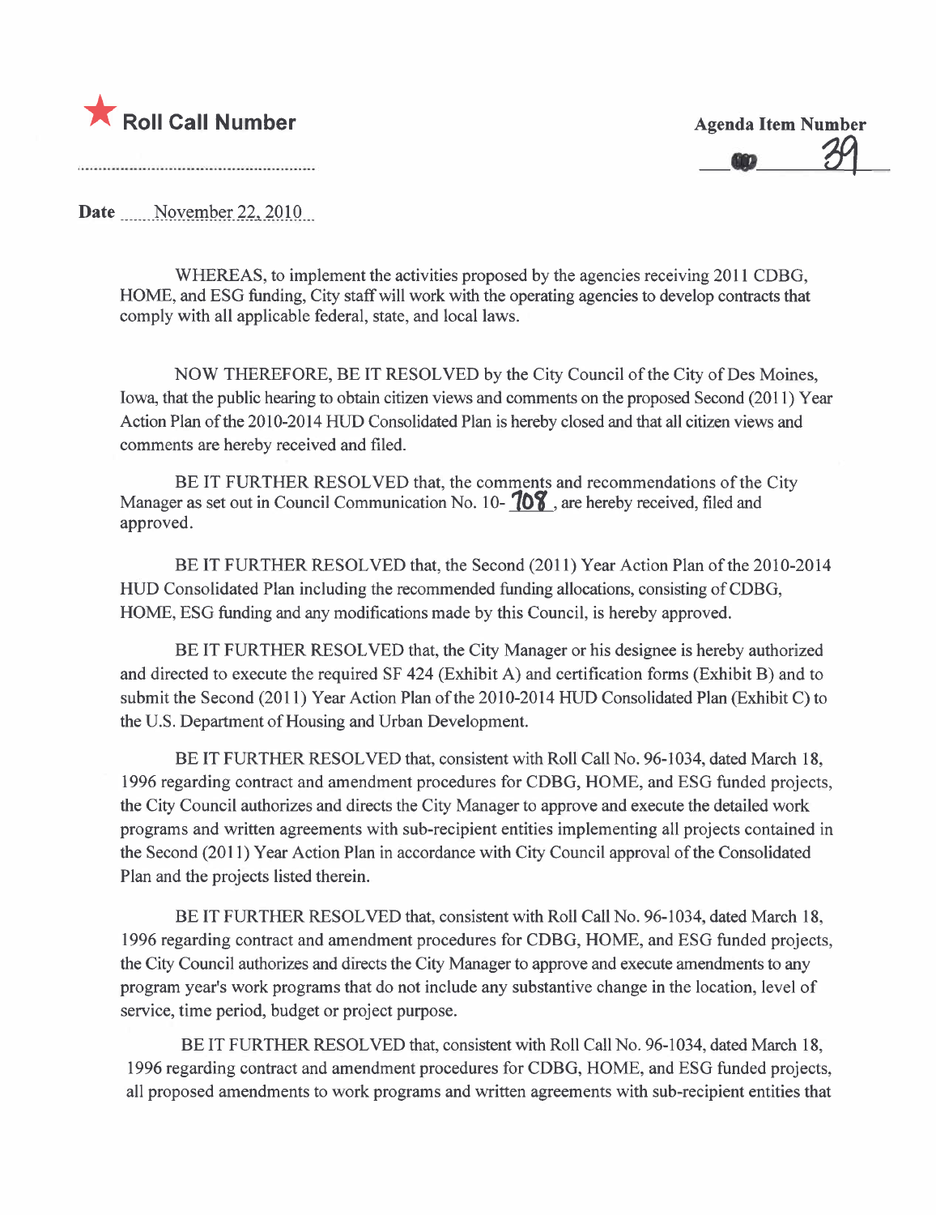★ **Roll Call Number**

**Agenda Item Number**
39

**Date** November 22, 2010

WHEREAS, to implement the activities proposed by the agencies receiving 2011 CDBG, HOME, and ESG funding, City staff will work with the operating agencies to develop contracts that comply with all applicable federal, state, and local laws.

NOW THEREFORE, BE IT RESOLVED by the City Council of the City of Des Moines, Iowa, that the public hearing to obtain citizen views and comments on the proposed Second (2011) Year Action Plan of the 2010-2014 HUD Consolidated Plan is hereby closed and that all citizen views and comments are hereby received and filed.

BE IT FURTHER RESOLVED that, the comments and recommendations of the City Manager as set out in Council Communication No. 10- 708, are hereby received, filed and approved.

BE IT FURTHER RESOLVED that, the Second (2011) Year Action Plan of the 2010-2014 HUD Consolidated Plan including the recommended funding allocations, consisting of CDBG, HOME, ESG funding and any modifications made by this Council, is hereby approved.

BE IT FURTHER RESOLVED that, the City Manager or his designee is hereby authorized and directed to execute the required SF 424 (Exhibit A) and certification forms (Exhibit B) and to submit the Second (2011) Year Action Plan of the 2010-2014 HUD Consolidated Plan (Exhibit C) to the U.S. Department of Housing and Urban Development.

BE IT FURTHER RESOLVED that, consistent with Roll Call No. 96-1034, dated March 18, 1996 regarding contract and amendment procedures for CDBG, HOME, and ESG funded projects, the City Council authorizes and directs the City Manager to approve and execute the detailed work programs and written agreements with sub-recipient entities implementing all projects contained in the Second (2011) Year Action Plan in accordance with City Council approval of the Consolidated Plan and the projects listed therein.

BE IT FURTHER RESOLVED that, consistent with Roll Call No. 96-1034, dated March 18, 1996 regarding contract and amendment procedures for CDBG, HOME, and ESG funded projects, the City Council authorizes and directs the City Manager to approve and execute amendments to any program year's work programs that do not include any substantive change in the location, level of service, time period, budget or project purpose.

BE IT FURTHER RESOLVED that, consistent with Roll Call No. 96-1034, dated March 18, 1996 regarding contract and amendment procedures for CDBG, HOME, and ESG funded projects, all proposed amendments to work programs and written agreements with sub-recipient entities that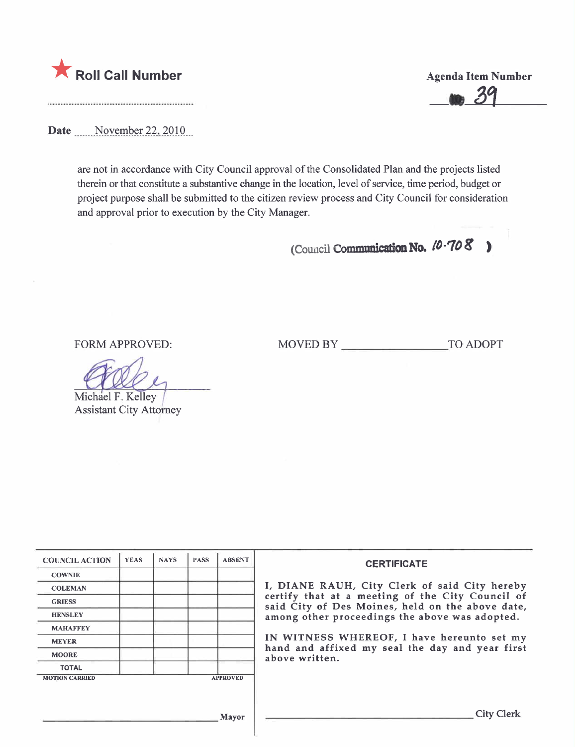★ **Roll Call Number**

..........................................................

**Agenda Item Number**

39

**Date** November 22, 2010

are not in accordance with City Council approval of the Consolidated Plan and the projects listed therein or that constitute a substantive change in the location, level of service, time period, budget or project purpose shall be submitted to the citizen review process and City Council for consideration and approval prior to execution by the City Manager.

(Council **Communication No.** 10-708 )

FORM APPROVED:

Michael F. Kelley
Assistant City Attorney

MOVED BY _________________ TO ADOPT

| COUNCIL ACTION | YEAS | NAYS | PASS | ABSENT |
|---|---|---|---|---|
| COWNIE | | | | |
| COLEMAN | | | | |
| GRIESS | | | | |
| HENSLEY | | | | |
| MAHAFFEY | | | | |
| MEYER | | | | |
| MOORE | | | | |
| TOTAL | | | | |
| MOTION CARRIED | | | | APPROVED |

_______________________________ Mayor

**CERTIFICATE**

I, DIANE RAUH, City Clerk of said City hereby certify that at a meeting of the City Council of said City of Des Moines, held on the above date, among other proceedings the above was adopted.

IN WITNESS WHEREOF, I have hereunto set my hand and affixed my seal the day and year first above written.

_______________________________ City Clerk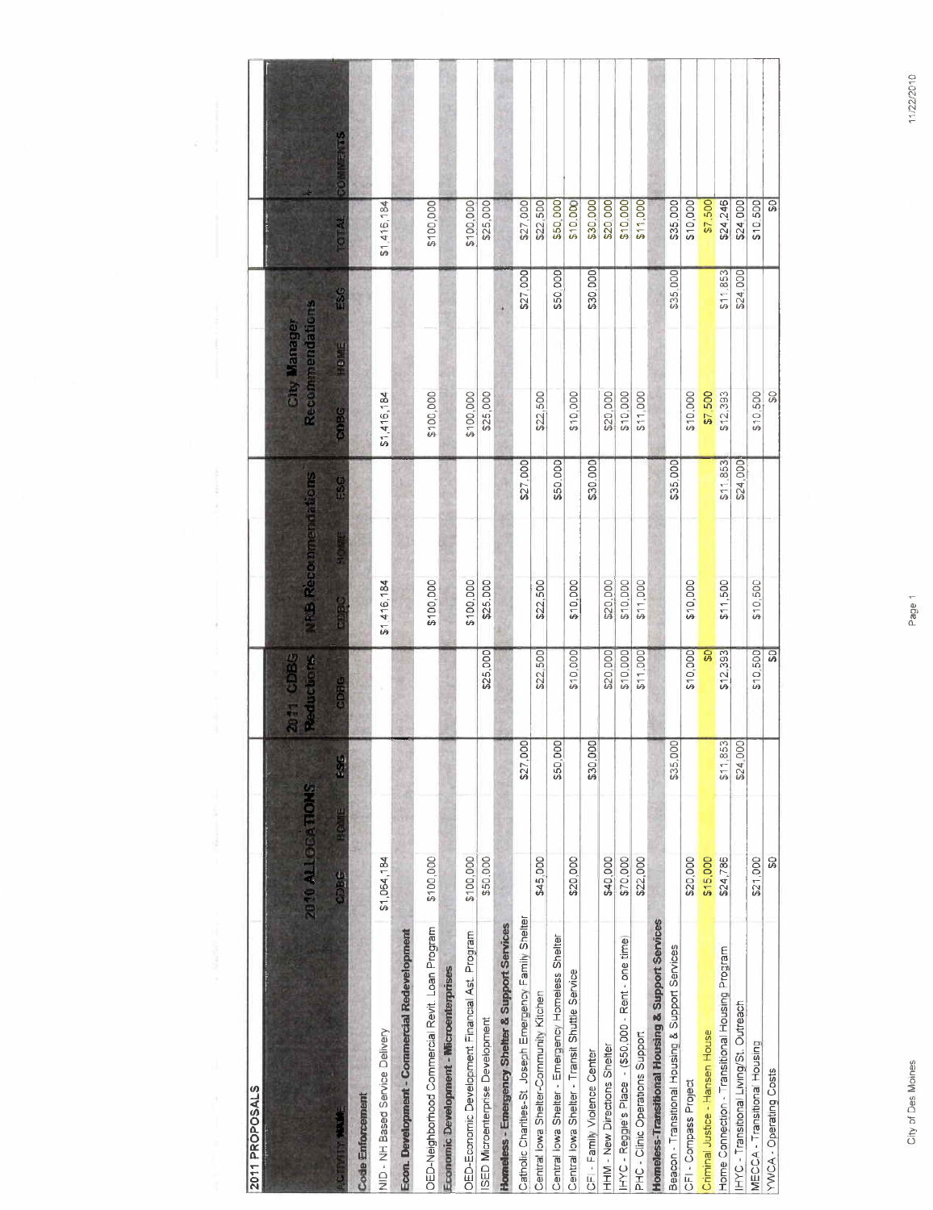## 2011 PROPOSALS

| ACTIVITY NAME | 2010 ALLOCATIONS | | | 2011 CDBG Reductions | NRB Recommendations | | | City Manager Recommendations | | | | |
|---|---|---|---|---|---|---|---|---|---|---|---|---|
| | CDBG | HOME | ESG | CDBG | CDBG | HOME | ESG | CDBG | HOME | ESG | TOTAL | COMMENTS |
| **Code Enforcement** | | | | | | | | | | | | |
| NID - NH Based Service Delivery | $1,064,184 | | | | $1,416,184 | | | $1,416,184 | | | $1,416,184 | |
| **Econ. Development - Commercial Redevelopment** | | | | | | | | | | | | |
| OED-Neighborhood Commercial Revit. Loan Program | $100,000 | | | | $100,000 | | | $100,000 | | | $100,000 | |
| **Economic Development - Microenterprises** | | | | | | | | | | | | |
| OED-Economic Development Financial Ast. Program | $100,000 | | | | $100,000 | | | $100,000 | | | $100,000 | |
| ISED Microenterprise Development | $50,000 | | | $25,000 | $25,000 | | | $25,000 | | | $25,000 | |
| **Homeless - Emergency Shelter & Support Services** | | | | | | | | | | | | |
| Catholic Charities-St. Joseph Emergency Family Shelter | | | $27,000 | | | | $27,000 | | | $27,000 | $27,000 | |
| Central Iowa Shelter-Community Kitchen | $45,000 | | | $22,500 | $22,500 | | | $22,500 | | | $22,500 | |
| Central Iowa Shelter - Emergency Homeless Shelter | | | $50,000 | | | | $50,000 | | | $50,000 | $50,000 | |
| Central Iowa Shelter - Transit Shuttle Service | $20,000 | | | $10,000 | $10,000 | | | $10,000 | | | $10,000 | |
| CFI - Family Violence Center | | | $30,000 | | | | $30,000 | | | $30,000 | $30,000 | |
| HHM - New Directions Shelter | $40,000 | | | $20,000 | $20,000 | | | $20,000 | | | $20,000 | |
| IHYC - Reggie's Place - ($50,000 - Rent - one time) | $70,000 | | | $10,000 | $10,000 | | | $10,000 | | | $10,000 | |
| PHC - Clinic Operations Support | $22,000 | | | $11,000 | $11,000 | | | $11,000 | | | $11,000 | |
| **Homeless-Transitional Housing & Support Services** | | | | | | | | | | | | |
| Beacon - Transitional Housing & Support Services | | | $35,000 | | | | $35,000 | | | $35,000 | $35,000 | |
| CFI - Compass Project | $20,000 | | | $10,000 | $10,000 | | | $10,000 | | | $10,000 | |
| Criminal Justice - Hansen House | $15,000 | | | $0 | | | | $7,500 | | | $7,500 | |
| Home Connection - Transitional Housing Program | $24,786 | | $11,853 | $12,393 | $11,500 | | $11,853 | $12,393 | | $11,853 | $24,246 | |
| IHYC - Transitional Living/St. Outreach | | | $24,000 | | | | $24,000 | | | $24,000 | $24,000 | |
| MECCA - Transitional Housing | $21,000 | | | $10,500 | $10,500 | | | $10,500 | | | $10,500 | |
| YWCA - Operating Costs | $0 | | | $0 | | | | $0 | | | $0 | |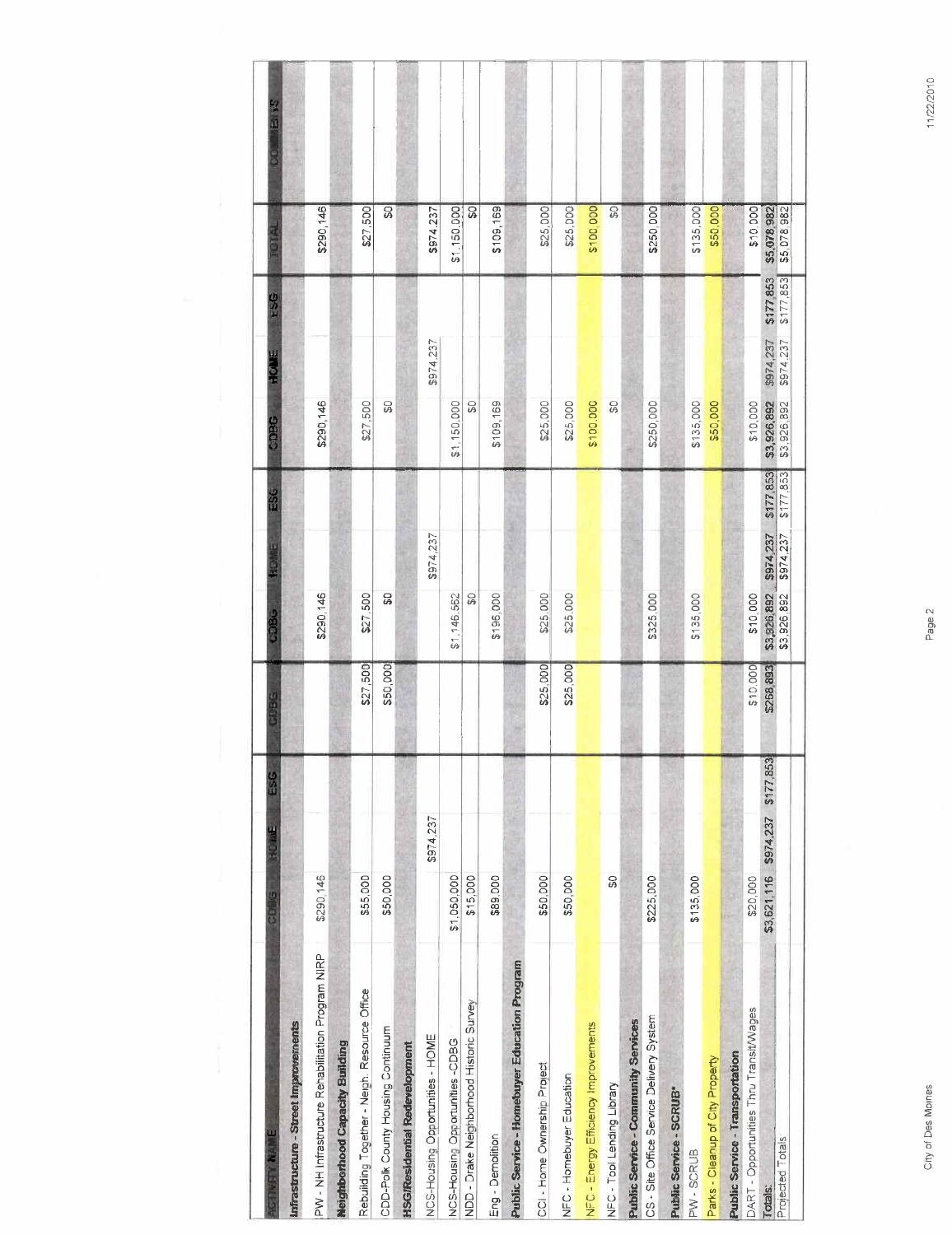| ACTIVITY NAME | CDBG | HOME | ESG | CDBG | CDBG | HOME | ESG | CDBG | HOME | ESG | TOTAL | COMMENTS |
|---|---|---|---|---|---|---|---|---|---|---|---|---|
| **Infrastructure - Street Improvements** | | | | | | | | | | | | |
| PW - NH Infrastructure Rehabilitation Program NIRP | $290,146 | | | | $290,146 | | | $290,146 | | | $290,146 | |
| **Neighborhood Capacity Building** | | | | | | | | | | | | |
| Rebuilding Together - Neigh. Resource Office | $55,000 | | | $27,500 | $27,500 | | | $27,500 | | | $27,500 | |
| CDD-Polk County Housing Continuum | $50,000 | | | $50,000 | $0 | | | $0 | | | $0 | |
| **HSG/Residential Redevelopment** | | | | | | | | | | | | |
| NCS-Housing Opportunities - HOME | | $974,237 | | | | $974,237 | | | $974,237 | | $974,237 | |
| NCS-Housing Opportunities -CDBG | $1,050,000 | | | | $1,146,562 | | | $1,150,000 | | | $1,150,000 | |
| NDD - Drake Neighborhood Historic Survey | $15,000 | | | | $0 | | | $0 | | | $0 | |
| Eng - Demolition | $89,000 | | | | $196,000 | | | $109,169 | | | $109,169 | |
| **Public Service - Homebuyer Education Program** | | | | | | | | | | | | |
| CCI - Home Ownership Project | $50,000 | | | $25,000 | $25,000 | | | $25,000 | | | $25,000 | |
| NFC - Homebuyer Education | $50,000 | | | $25,000 | $25,000 | | | $25,000 | | | $25,000 | |
| NFC - Energy Efficiency Improvements | | | | | | | | $100,000 | | | $100,000 | |
| NFC - Tool Lending Library | $0 | | | | | | | $0 | | | $0 | |
| **Public Service - Community Services** | | | | | | | | | | | | |
| CS - Site Office Service Delivery System | $225,000 | | | | $325,000 | | | $250,000 | | | $250,000 | |
| **Public Service - SCRUB*** | | | | | | | | | | | | |
| PW - SCRUB | $135,000 | | | | $135,000 | | | $135,000 | | | $135,000 | |
| Parks - Cleanup of City Property | | | | | | | | $50,000 | | | $50,000 | |
| **Public Service - Transportation** | | | | | | | | | | | | |
| DART - Opportunities Thru Transit/Wages | $20,000 | | | $10,000 | $10,000 | | | $10,000 | | | $10,000 | |
| **Totals:** | $3,621,116 | $974,237 | $177,853 | $268,893 | $3,926,892 | $974,237 | $177,853 | $3,926,892 | $974,237 | $177,853 | $5,078,982 | |
| Projected Totals | | | | | $3,926,892 | $974,237 | $177,853 | $3,926,892 | $974,237 | $177,853 | $5,078,982 | |